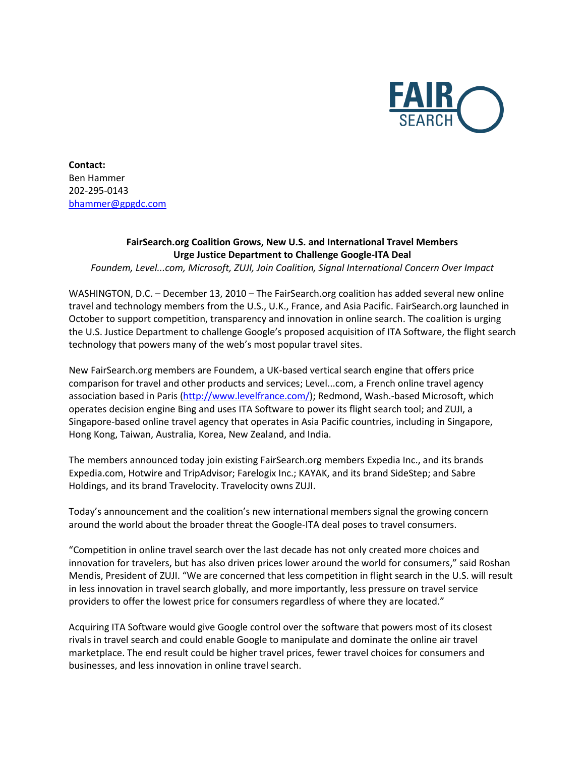**Contact:**
Ben Hammer
202-295-0143
bhammer@gpgdc.com

**FairSearch.org Coalition Grows, New U.S. and International Travel Members Urge Justice Department to Challenge Google-ITA Deal**

*Foundem, Level...com, Microsoft, ZUJI, Join Coalition, Signal International Concern Over Impact*

WASHINGTON, D.C. – December 13, 2010 – The FairSearch.org coalition has added several new online travel and technology members from the U.S., U.K., France, and Asia Pacific. FairSearch.org launched in October to support competition, transparency and innovation in online search. The coalition is urging the U.S. Justice Department to challenge Google's proposed acquisition of ITA Software, the flight search technology that powers many of the web's most popular travel sites.

New FairSearch.org members are Foundem, a UK-based vertical search engine that offers price comparison for travel and other products and services; Level...com, a French online travel agency association based in Paris (http://www.levelfrance.com/); Redmond, Wash.-based Microsoft, which operates decision engine Bing and uses ITA Software to power its flight search tool; and ZUJI, a Singapore-based online travel agency that operates in Asia Pacific countries, including in Singapore, Hong Kong, Taiwan, Australia, Korea, New Zealand, and India.

The members announced today join existing FairSearch.org members Expedia Inc., and its brands Expedia.com, Hotwire and TripAdvisor; Farelogix Inc.; KAYAK, and its brand SideStep; and Sabre Holdings, and its brand Travelocity. Travelocity owns ZUJI.

Today's announcement and the coalition's new international members signal the growing concern around the world about the broader threat the Google-ITA deal poses to travel consumers.

"Competition in online travel search over the last decade has not only created more choices and innovation for travelers, but has also driven prices lower around the world for consumers," said Roshan Mendis, President of ZUJI. "We are concerned that less competition in flight search in the U.S. will result in less innovation in travel search globally, and more importantly, less pressure on travel service providers to offer the lowest price for consumers regardless of where they are located."

Acquiring ITA Software would give Google control over the software that powers most of its closest rivals in travel search and could enable Google to manipulate and dominate the online air travel marketplace. The end result could be higher travel prices, fewer travel choices for consumers and businesses, and less innovation in online travel search.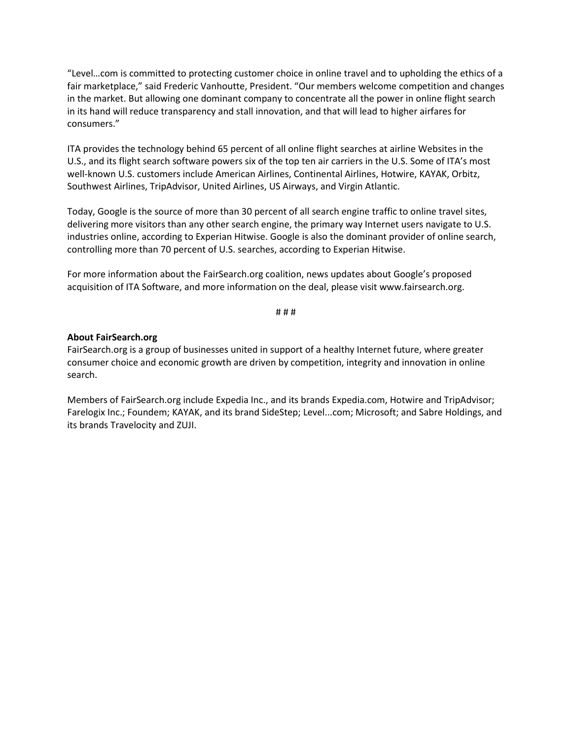"Level…com is committed to protecting customer choice in online travel and to upholding the ethics of a fair marketplace," said Frederic Vanhoutte, President. "Our members welcome competition and changes in the market. But allowing one dominant company to concentrate all the power in online flight search in its hand will reduce transparency and stall innovation, and that will lead to higher airfares for consumers."

ITA provides the technology behind 65 percent of all online flight searches at airline Websites in the U.S., and its flight search software powers six of the top ten air carriers in the U.S. Some of ITA's most well-known U.S. customers include American Airlines, Continental Airlines, Hotwire, KAYAK, Orbitz, Southwest Airlines, TripAdvisor, United Airlines, US Airways, and Virgin Atlantic.

Today, Google is the source of more than 30 percent of all search engine traffic to online travel sites, delivering more visitors than any other search engine, the primary way Internet users navigate to U.S. industries online, according to Experian Hitwise. Google is also the dominant provider of online search, controlling more than 70 percent of U.S. searches, according to Experian Hitwise.

For more information about the FairSearch.org coalition, news updates about Google's proposed acquisition of ITA Software, and more information on the deal, please visit www.fairsearch.org.

# # #

**About FairSearch.org**

FairSearch.org is a group of businesses united in support of a healthy Internet future, where greater consumer choice and economic growth are driven by competition, integrity and innovation in online search.

Members of FairSearch.org include Expedia Inc., and its brands Expedia.com, Hotwire and TripAdvisor; Farelogix Inc.; Foundem; KAYAK, and its brand SideStep; Level...com; Microsoft; and Sabre Holdings, and its brands Travelocity and ZUJI.